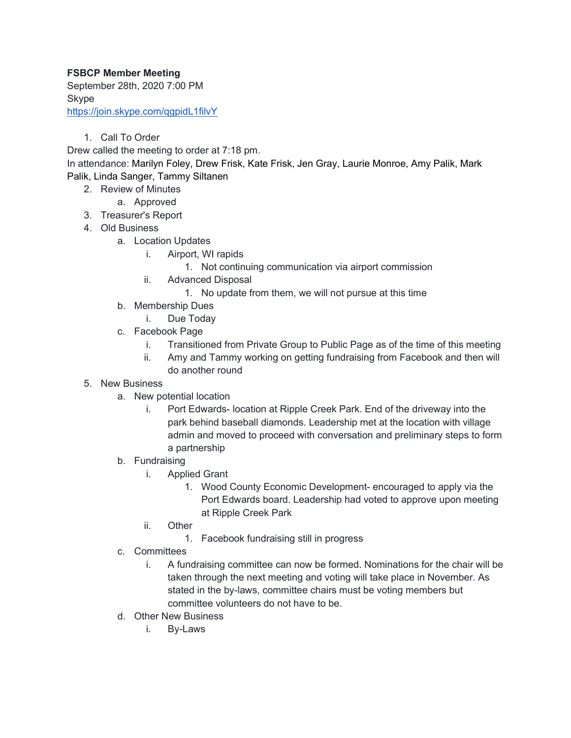**FSBCP Member Meeting**
September 28th, 2020 7:00 PM
Skype
https://join.skype.com/qgpidL1filvY

1. Call To Order

Drew called the meeting to order at 7:18 pm.
In attendance: Marilyn Foley, Drew Frisk, Kate Frisk, Jen Gray, Laurie Monroe, Amy Palik, Mark Palik, Linda Sanger, Tammy Siltanen

2. Review of Minutes
    a. Approved
3. Treasurer's Report
4. Old Business
    a. Location Updates
        i. Airport, WI rapids
            1. Not continuing communication via airport commission
        ii. Advanced Disposal
            1. No update from them, we will not pursue at this time
    b. Membership Dues
        i. Due Today
    c. Facebook Page
        i. Transitioned from Private Group to Public Page as of the time of this meeting
        ii. Amy and Tammy working on getting fundraising from Facebook and then will do another round
5. New Business
    a. New potential location
        i. Port Edwards- location at Ripple Creek Park. End of the driveway into the park behind baseball diamonds. Leadership met at the location with village admin and moved to proceed with conversation and preliminary steps to form a partnership
    b. Fundraising
        i. Applied Grant
            1. Wood County Economic Development- encouraged to apply via the Port Edwards board. Leadership had voted to approve upon meeting at Ripple Creek Park
        ii. Other
            1. Facebook fundraising still in progress
    c. Committees
        i. A fundraising committee can now be formed. Nominations for the chair will be taken through the next meeting and voting will take place in November. As stated in the by-laws, committee chairs must be voting members but committee volunteers do not have to be.
    d. Other New Business
        i. By-Laws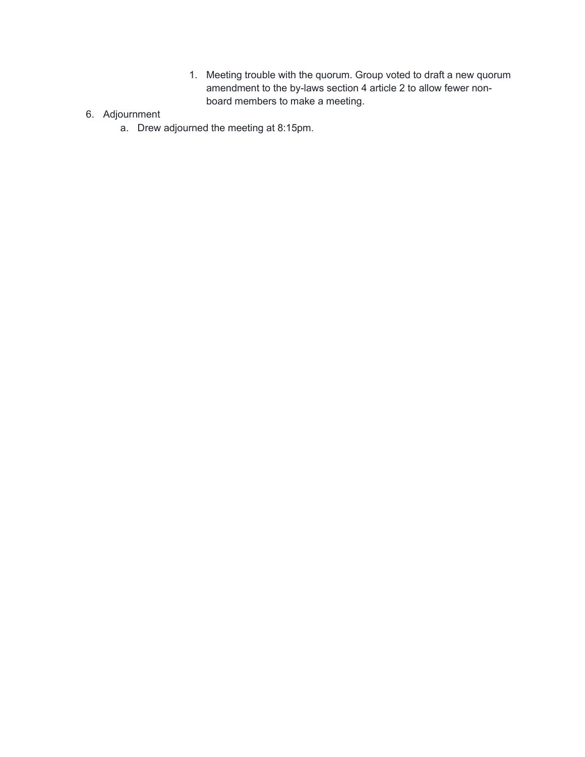1. Meeting trouble with the quorum. Group voted to draft a new quorum amendment to the by-laws section 4 article 2 to allow fewer non-board members to make a meeting.

6. Adjournment
    a. Drew adjourned the meeting at 8:15pm.